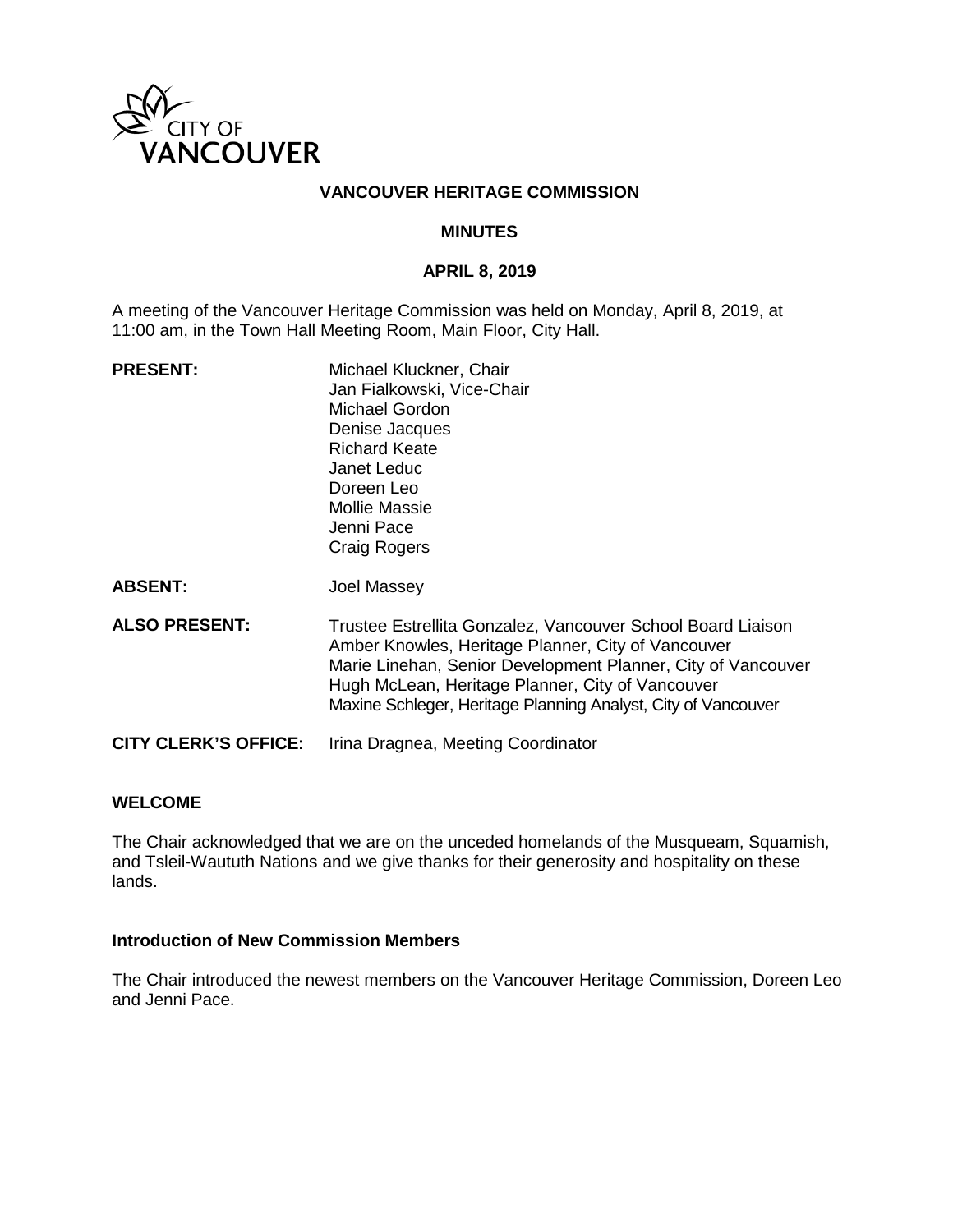# VANCOUVER HERITAGE COMMISSION

## MINUTES

## APRIL 8, 2019

A meeting of the Vancouver Heritage Commission was held on Monday, April 8, 2019, at 11:00 am, in the Town Hall Meeting Room, Main Floor, City Hall.

**PRESENT:** Michael Kluckner, Chair
Jan Fialkowski, Vice-Chair
Michael Gordon
Denise Jacques
Richard Keate
Janet Leduc
Doreen Leo
Mollie Massie
Jenni Pace
Craig Rogers

**ABSENT:** Joel Massey

**ALSO PRESENT:** Trustee Estrellita Gonzalez, Vancouver School Board Liaison
Amber Knowles, Heritage Planner, City of Vancouver
Marie Linehan, Senior Development Planner, City of Vancouver
Hugh McLean, Heritage Planner, City of Vancouver
Maxine Schleger, Heritage Planning Analyst, City of Vancouver

**CITY CLERK'S OFFICE:** Irina Dragnea, Meeting Coordinator

### WELCOME

The Chair acknowledged that we are on the unceded homelands of the Musqueam, Squamish, and Tsleil-Waututh Nations and we give thanks for their generosity and hospitality on these lands.

#### Introduction of New Commission Members

The Chair introduced the newest members on the Vancouver Heritage Commission, Doreen Leo and Jenni Pace.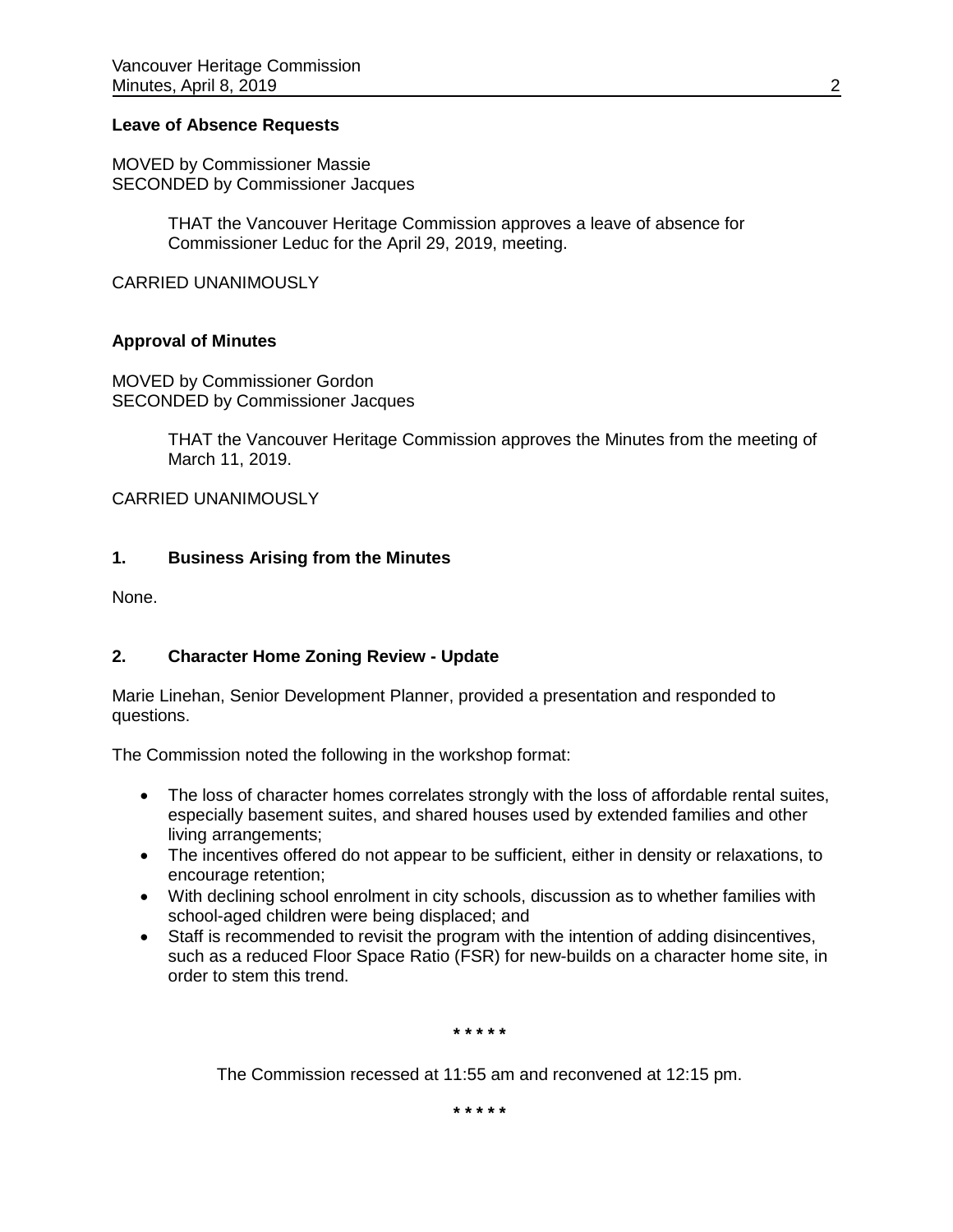**Leave of Absence Requests**

MOVED by Commissioner Massie
SECONDED by Commissioner Jacques

> THAT the Vancouver Heritage Commission approves a leave of absence for Commissioner Leduc for the April 29, 2019, meeting.

CARRIED UNANIMOUSLY

**Approval of Minutes**

MOVED by Commissioner Gordon
SECONDED by Commissioner Jacques

> THAT the Vancouver Heritage Commission approves the Minutes from the meeting of March 11, 2019.

CARRIED UNANIMOUSLY

## 1. Business Arising from the Minutes

None.

## 2. Character Home Zoning Review - Update

Marie Linehan, Senior Development Planner, provided a presentation and responded to questions.

The Commission noted the following in the workshop format:

- The loss of character homes correlates strongly with the loss of affordable rental suites, especially basement suites, and shared houses used by extended families and other living arrangements;
- The incentives offered do not appear to be sufficient, either in density or relaxations, to encourage retention;
- With declining school enrolment in city schools, discussion as to whether families with school-aged children were being displaced; and
- Staff is recommended to revisit the program with the intention of adding disincentives, such as a reduced Floor Space Ratio (FSR) for new-builds on a character home site, in order to stem this trend.

\* \* \* \* \*

The Commission recessed at 11:55 am and reconvened at 12:15 pm.

\* \* \* \* \*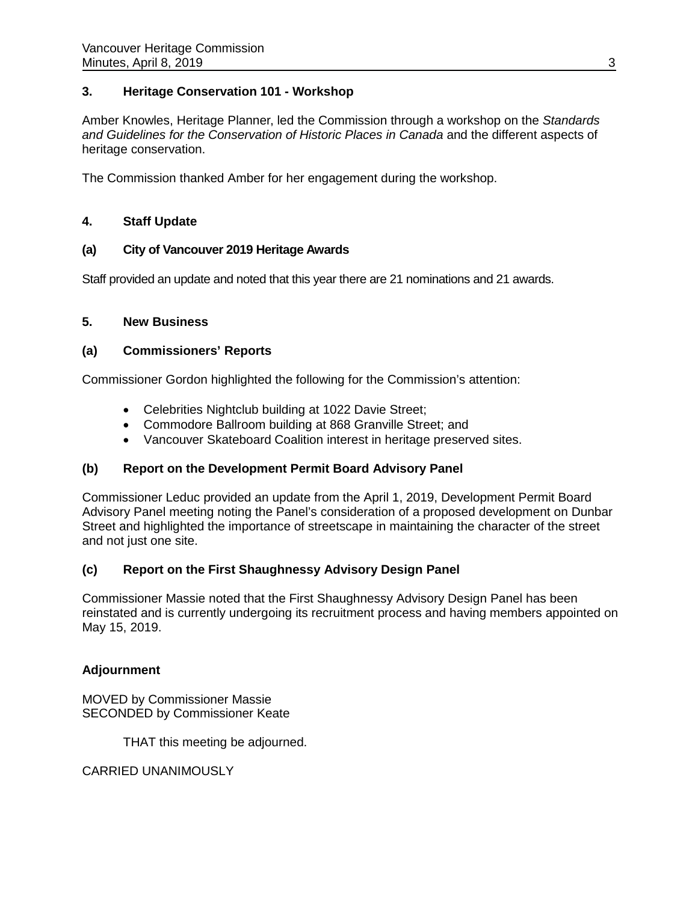### 3. Heritage Conservation 101 - Workshop

Amber Knowles, Heritage Planner, led the Commission through a workshop on the *Standards and Guidelines for the Conservation of Historic Places in Canada* and the different aspects of heritage conservation.

The Commission thanked Amber for her engagement during the workshop.

### 4. Staff Update

#### (a) City of Vancouver 2019 Heritage Awards

Staff provided an update and noted that this year there are 21 nominations and 21 awards.

### 5. New Business

#### (a) Commissioners' Reports

Commissioner Gordon highlighted the following for the Commission's attention:

- Celebrities Nightclub building at 1022 Davie Street;
- Commodore Ballroom building at 868 Granville Street; and
- Vancouver Skateboard Coalition interest in heritage preserved sites.

#### (b) Report on the Development Permit Board Advisory Panel

Commissioner Leduc provided an update from the April 1, 2019, Development Permit Board Advisory Panel meeting noting the Panel's consideration of a proposed development on Dunbar Street and highlighted the importance of streetscape in maintaining the character of the street and not just one site.

#### (c) Report on the First Shaughnessy Advisory Design Panel

Commissioner Massie noted that the First Shaughnessy Advisory Design Panel has been reinstated and is currently undergoing its recruitment process and having members appointed on May 15, 2019.

### Adjournment

MOVED by Commissioner Massie
SECONDED by Commissioner Keate

THAT this meeting be adjourned.

CARRIED UNANIMOUSLY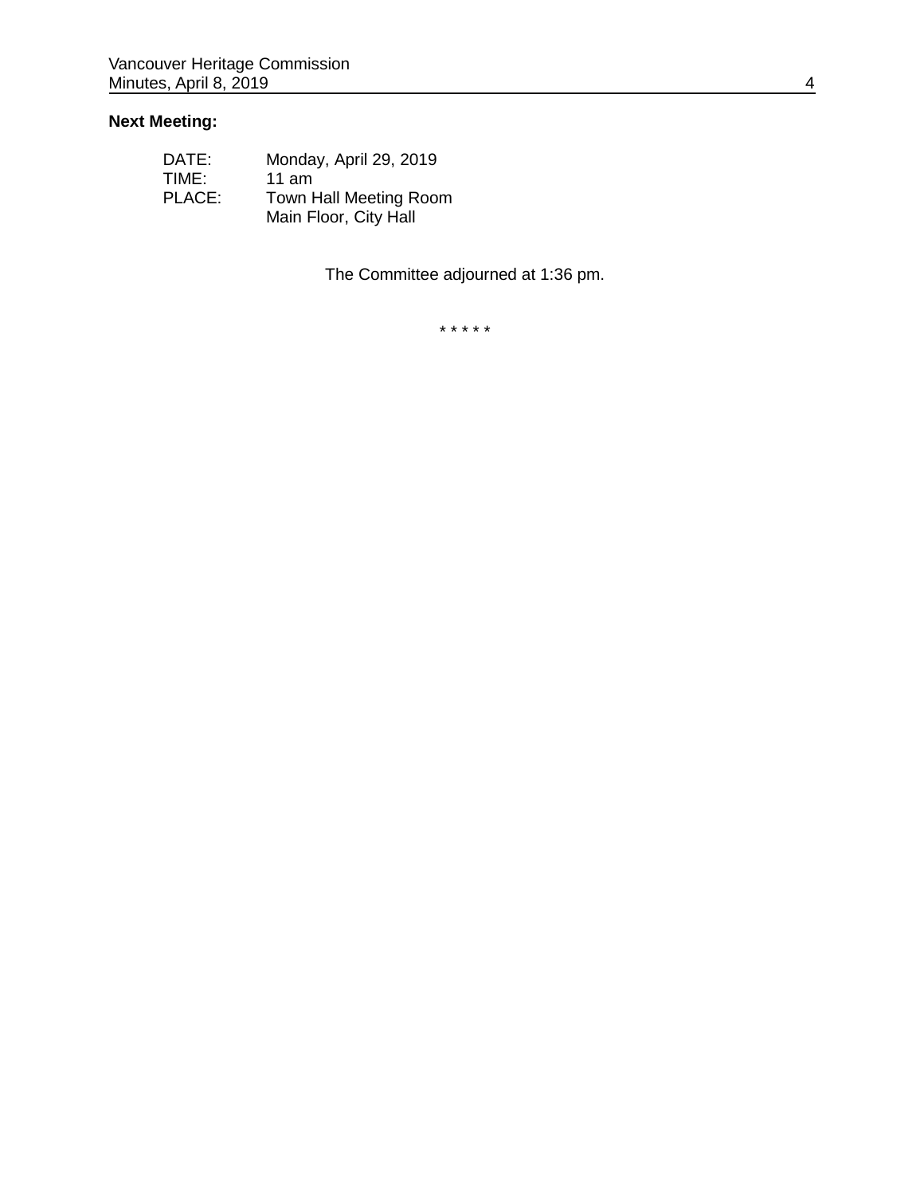**Next Meeting:**

| | |
|---|---|
| DATE: | Monday, April 29, 2019 |
| TIME: | 11 am |
| PLACE: | Town Hall Meeting Room<br>Main Floor, City Hall |

The Committee adjourned at 1:36 pm.

* * * * *